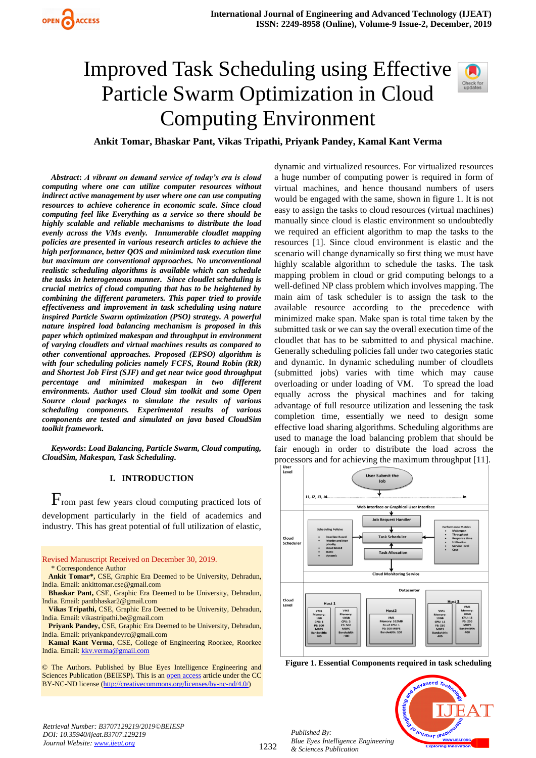# Improved Task Scheduling using Effective Particle Swarm Optimization in Cloud Computing Environment

**Ankit Tomar, Bhaskar Pant, Vikas Tripathi, Priyank Pandey, Kamal Kant Verma**

***Abstract*: *A vibrant on demand service of today's era is cloud computing where one can utilize computer resources without indirect active management by user where one can use computing resources to achieve coherence in economic scale. Since cloud computing feel like Everything as a service so there should be highly scalable and reliable mechanisms to distribute the load evenly across the VMs evenly. Innumerable cloudlet mapping policies are presented in various research articles to achieve the high performance, better QOS and minimized task execution time but maximum are conventional approaches. No unconventional realistic scheduling algorithms is available which can schedule the tasks in heterogeneous manner. Since cloudlet scheduling is crucial metrics of cloud computing that has to be heightened by combining the different parameters. This paper tried to provide effectiveness and improvement in task scheduling using nature inspired Particle Swarm optimization (PSO) strategy. A powerful nature inspired load balancing mechanism is proposed in this paper which optimized makespan and throughput in environment of varying cloudlets and virtual machines results as compared to other conventional approaches. Proposed (EPSO) algorithm is with four scheduling policies namely FCFS, Round Robin (RR) and Shortest Job First (SJF) and get near twice good throughput percentage and minimized makespan in two different environments. Author used Cloud sim toolkit and some Open Source cloud packages to simulate the results of various scheduling components. Experimental results of various components are tested and simulated on java based CloudSim toolkit framework.***

***Keywords*: *Load Balancing, Particle Swarm, Cloud computing, CloudSim, Makespan, Task Scheduling.***

## I. INTRODUCTION

From past few years cloud computing practiced lots of development particularly in the field of academics and industry. This has great potential of full utilization of elastic, dynamic and virtualized resources. For virtualized resources a huge number of computing power is required in form of virtual machines, and hence thousand numbers of users would be engaged with the same, shown in figure 1. It is not easy to assign the tasks to cloud resources (virtual machines) manually since cloud is elastic environment so undoubtedly we required an efficient algorithm to map the tasks to the resources [1]. Since cloud environment is elastic and the scenario will change dynamically so first thing we must have highly scalable algorithm to schedule the tasks. The task mapping problem in cloud or grid computing belongs to a well-defined NP class problem which involves mapping. The main aim of task scheduler is to assign the task to the available resource according to the precedence with minimized make span. Make span is total time taken by the submitted task or we can say the overall execution time of the cloudlet that has to be submitted to and physical machine. Generally scheduling policies fall under two categories static and dynamic. In dynamic scheduling number of cloudlets (submitted jobs) varies with time which may cause overloading or under loading of VM. To spread the load equally across the physical machines and for taking advantage of full resource utilization and lessening the task completion time, essentially we need to design some effective load sharing algorithms. Scheduling algorithms are used to manage the load balancing problem that should be fair enough in order to distribute the load across the processors and for achieving the maximum throughput [11].

**Figure 1. Essential Components required in task scheduling**

Revised Manuscript Received on December 30, 2019.

\* Correspondence Author

**Ankit Tomar\***, CSE, Graphic Era Deemed to be University, Dehradun, India. Email: ankittomar.cse@gmail.com

**Bhaskar Pant,** CSE, Graphic Era Deemed to be University, Dehradun, India. Email: pantbhaskar2@gmail.com

**Vikas Tripathi,** CSE, Graphic Era Deemed to be University, Dehradun, India. Email: vikastripathi.be@gmail.com

**Priyank Pandey,** CSE, Graphic Era Deemed to be University, Dehradun, India. Email: priyankpandeyrc@gmail.com

**Kamal Kant Verma**, CSE, College of Engineering Roorkee, Roorkee India. Email: kkv.verma@gmail.com

© The Authors. Published by Blue Eyes Intelligence Engineering and Sciences Publication (BEIESP). This is an open access article under the CC BY-NC-ND license (http://creativecommons.org/licenses/by-nc-nd/4.0/)

Retrieval Number: B3707129219/2019©BEIESP
DOI: 10.35940/ijeat.B3707.129219
Journal Website: www.ijeat.org

Published By:
Blue Eyes Intelligence Engineering
& Sciences Publication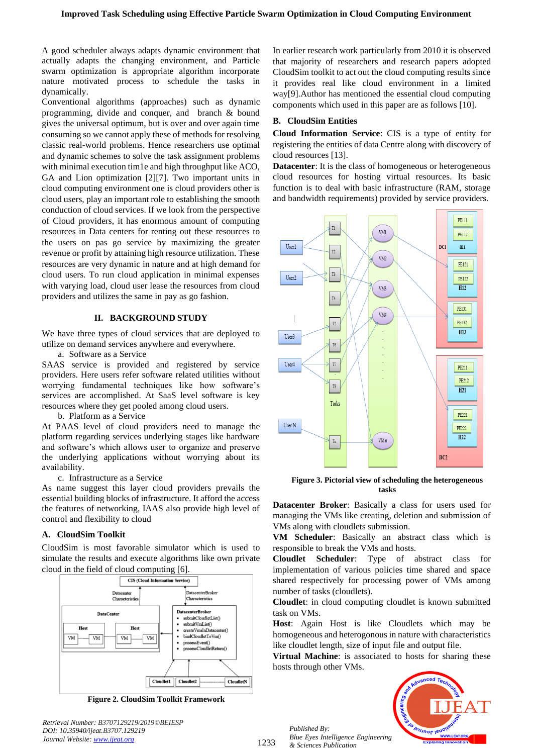A good scheduler always adapts dynamic environment that actually adapts the changing environment, and Particle swarm optimization is appropriate algorithm incorporate nature motivated process to schedule the tasks in dynamically.

Conventional algorithms (approaches) such as dynamic programming, divide and conquer, and branch & bound gives the universal optimum, but is over and over again time consuming so we cannot apply these of methods for resolving classic real-world problems. Hence researchers use optimal and dynamic schemes to solve the task assignment problems with minimal execution tim1e and high throughput like ACO, GA and Lion optimization [2][7]. Two important units in cloud computing environment one is cloud providers other is cloud users, play an important role to establishing the smooth conduction of cloud services. If we look from the perspective of Cloud providers, it has enormous amount of computing resources in Data centers for renting out these resources to the users on pas go service by maximizing the greater revenue or profit by attaining high resource utilization. These resources are very dynamic in nature and at high demand for cloud users. To run cloud application in minimal expenses with varying load, cloud user lease the resources from cloud providers and utilizes the same in pay as go fashion.

## II. BACKGROUND STUDY

We have three types of cloud services that are deployed to utilize on demand services anywhere and everywhere.

a. Software as a Service

SAAS service is provided and registered by service providers. Here users refer software related utilities without worrying fundamental techniques like how software's services are accomplished. At SaaS level software is key resources where they get pooled among cloud users.

b. Platform as a Service

At PAAS level of cloud providers need to manage the platform regarding services underlying stages like hardware and software's which allows user to organize and preserve the underlying applications without worrying about its availability.

c. Infrastructure as a Service

As name suggest this layer cloud providers prevails the essential building blocks of infrastructure. It afford the access the features of networking, IAAS also provide high level of control and flexibility to cloud

### A. CloudSim Toolkit

CloudSim is most favorable simulator which is used to simulate the results and execute algorithms like own private cloud in the field of cloud computing [6].

**Figure 2. CloudSim Toolkit Framework**

In earlier research work particularly from 2010 it is observed that majority of researchers and research papers adopted CloudSim toolkit to act out the cloud computing results since it provides real like cloud environment in a limited way[9].Author has mentioned the essential cloud computing components which used in this paper are as follows [10].

### B. CloudSim Entities

**Cloud Information Service**: CIS is a type of entity for registering the entities of data Centre along with discovery of cloud resources [13].

**Datacenter**: It is the class of homogeneous or heterogeneous cloud resources for hosting virtual resources. Its basic function is to deal with basic infrastructure (RAM, storage and bandwidth requirements) provided by service providers.

**Figure 3. Pictorial view of scheduling the heterogeneous tasks**

**Datacenter Broker**: Basically a class for users used for managing the VMs like creating, deletion and submission of VMs along with cloudlets submission.

**VM Scheduler**: Basically an abstract class which is responsible to break the VMs and hosts.

**Cloudlet Scheduler**: Type of abstract class for implementation of various policies time shared and space shared respectively for processing power of VMs among number of tasks (cloudlets).

**Cloudlet**: in cloud computing cloudlet is known submitted task on VMs.

**Host**: Again Host is like Cloudlets which may be homogeneous and heterogonous in nature with characteristics like cloudlet length, size of input file and output file.

**Virtual Machine**: is associated to hosts for sharing these hosts through other VMs.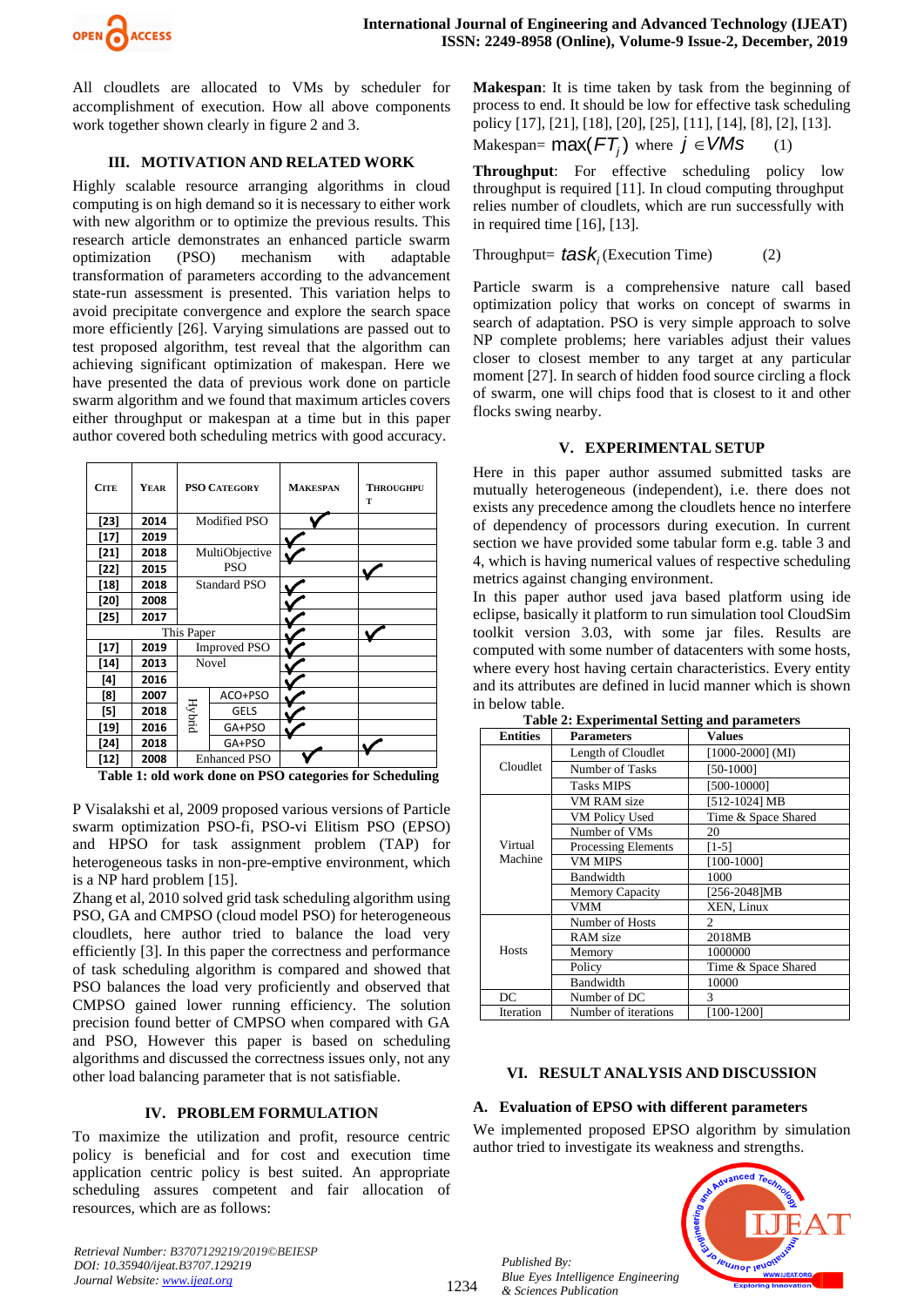All cloudlets are allocated to VMs by scheduler for accomplishment of execution. How all above components work together shown clearly in figure 2 and 3.

## III. MOTIVATION AND RELATED WORK

Highly scalable resource arranging algorithms in cloud computing is on high demand so it is necessary to either work with new algorithm or to optimize the previous results. This research article demonstrates an enhanced particle swarm optimization (PSO) mechanism with adaptable transformation of parameters according to the advancement state-run assessment is presented. This variation helps to avoid precipitate convergence and explore the search space more efficiently [26]. Varying simulations are passed out to test proposed algorithm, test reveal that the algorithm can achieving significant optimization of makespan. Here we have presented the data of previous work done on particle swarm algorithm and we found that maximum articles covers either throughput or makespan at a time but in this paper author covered both scheduling metrics with good accuracy.

| CITE | YEAR | PSO CATEGORY | | MAKESPAN | THROUGHPUT |
|---|---|---|---|---|---|
| [23] | 2014 | Modified PSO | | ✓ | |
| [17] | 2019 | | | ✓ | |
| [21] | 2018 | MultiObjective PSO | | ✓ | |
| [22] | 2015 | | | | ✓ |
| [18] | 2018 | Standard PSO | | ✓ | |
| [20] | 2008 | | | ✓ | |
| [25] | 2017 | | | ✓ | |
| This Paper | | | | ✓ | ✓ |
| [17] | 2019 | Improved PSO | | ✓ | |
| [14] | 2013 | Novel | | ✓ | |
| [4] | 2016 | | | ✓ | |
| [8] | 2007 | Hybrid | ACO+PSO | ✓ | |
| [5] | 2018 | | GELS | ✓ | |
| [19] | 2016 | | GA+PSO | ✓ | |
| [24] | 2018 | | GA+PSO | | ✓ |
| [12] | 2008 | Enhanced PSO | | ✓ | |

**Table 1: old work done on PSO categories for Scheduling**

P Visalakshi et al, 2009 proposed various versions of Particle swarm optimization PSO-fi, PSO-vi Elitism PSO (EPSO) and HPSO for task assignment problem (TAP) for heterogeneous tasks in non-pre-emptive environment, which is a NP hard problem [15].

Zhang et al, 2010 solved grid task scheduling algorithm using PSO, GA and CMPSO (cloud model PSO) for heterogeneous cloudlets, here author tried to balance the load very efficiently [3]. In this paper the correctness and performance of task scheduling algorithm is compared and showed that PSO balances the load very proficiently and observed that CMPSO gained lower running efficiency. The solution precision found better of CMPSO when compared with GA and PSO, However this paper is based on scheduling algorithms and discussed the correctness issues only, not any other load balancing parameter that is not satisfiable.

## IV. PROBLEM FORMULATION

To maximize the utilization and profit, resource centric policy is beneficial and for cost and execution time application centric policy is best suited. An appropriate scheduling assures competent and fair allocation of resources, which are as follows:

**Makespan**: It is time taken by task from the beginning of process to end. It should be low for effective task scheduling policy [17], [21], [18], [20], [25], [11], [14], [8], [2], [13].

$$\text{Makespan} = \max(FT_j) \text{ where } j \in VMs \qquad (1)$$

**Throughput**: For effective scheduling policy low throughput is required [11]. In cloud computing throughput relies number of cloudlets, which are run successfully with in required time [16], [13].

$$\text{Throughput} = task_i (\text{Execution Time}) \qquad (2)$$

Particle swarm is a comprehensive nature call based optimization policy that works on concept of swarms in search of adaptation. PSO is very simple approach to solve NP complete problems; here variables adjust their values closer to closest member to any target at any particular moment [27]. In search of hidden food source circling a flock of swarm, one will chips food that is closest to it and other flocks swing nearby.

## V. EXPERIMENTAL SETUP

Here in this paper author assumed submitted tasks are mutually heterogeneous (independent), i.e. there does not exists any precedence among the cloudlets hence no interfere of dependency of processors during execution. In current section we have provided some tabular form e.g. table 3 and 4, which is having numerical values of respective scheduling metrics against changing environment.

In this paper author used java based platform using ide eclipse, basically it platform to run simulation tool CloudSim toolkit version 3.03, with some jar files. Results are computed with some number of datacenters with some hosts, where every host having certain characteristics. Every entity and its attributes are defined in lucid manner which is shown in below table.

**Table 2: Experimental Setting and parameters**

| Entities | Parameters | Values |
|---|---|---|
| Cloudlet | Length of Cloudlet | [1000-2000] (MI) |
| | Number of Tasks | [50-1000] |
| | Tasks MIPS | [500-10000] |
| Virtual Machine | VM RAM size | [512-1024] MB |
| | VM Policy Used | Time & Space Shared |
| | Number of VMs | 20 |
| | Processing Elements | [1-5] |
| | VM MIPS | [100-1000] |
| | Bandwidth | 1000 |
| | Memory Capacity | [256-2048]MB |
| | VMM | XEN, Linux |
| Hosts | Number of Hosts | 2 |
| | RAM size | 2018MB |
| | Memory | 1000000 |
| | Policy | Time & Space Shared |
| | Bandwidth | 10000 |
| DC | Number of DC | 3 |
| Iteration | Number of iterations | [100-1200] |

## VI. RESULT ANALYSIS AND DISCUSSION

### A. Evaluation of EPSO with different parameters

We implemented proposed EPSO algorithm by simulation author tried to investigate its weakness and strengths.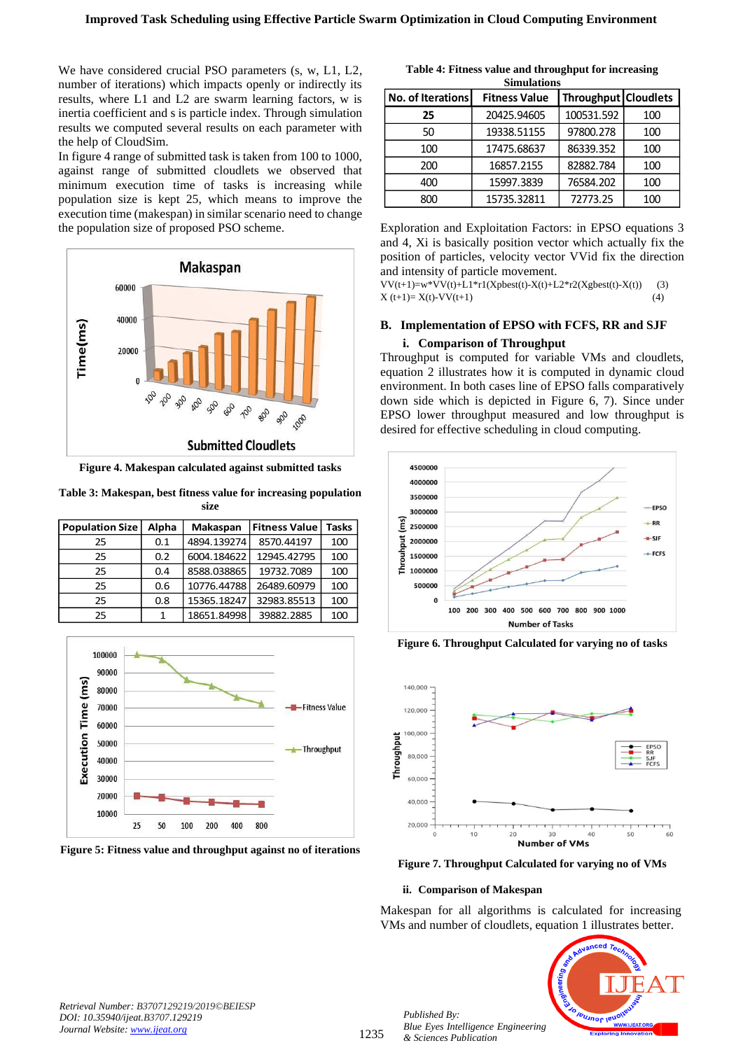We have considered crucial PSO parameters (s, w, L1, L2, number of iterations) which impacts openly or indirectly its results, where L1 and L2 are swarm learning factors, w is inertia coefficient and s is particle index. Through simulation results we computed several results on each parameter with the help of CloudSim.

In figure 4 range of submitted task is taken from 100 to 1000, against range of submitted cloudlets we observed that minimum execution time of tasks is increasing while population size is kept 25, which means to improve the execution time (makespan) in similar scenario need to change the population size of proposed PSO scheme.

**Figure 4. Makespan calculated against submitted tasks**

**Table 3: Makespan, best fitness value for increasing population size**

| Population Size | Alpha | Makaspan | Fitness Value | Tasks |
|---|---|---|---|---|
| 25 | 0.1 | 4894.139274 | 8570.44197 | 100 |
| 25 | 0.2 | 6004.184622 | 12945.42795 | 100 |
| 25 | 0.4 | 8588.038865 | 19732.7089 | 100 |
| 25 | 0.6 | 10776.44788 | 26489.60979 | 100 |
| 25 | 0.8 | 15365.18247 | 32983.85513 | 100 |
| 25 | 1 | 18651.84998 | 39882.2885 | 100 |

**Figure 5: Fitness value and throughput against no of iterations**

**Table 4: Fitness value and throughput for increasing Simulations**

| No. of Iterations | Fitness Value | Throughput | Cloudlets |
|---|---|---|---|
| 25 | 20425.94605 | 100531.592 | 100 |
| 50 | 19338.51155 | 97800.278 | 100 |
| 100 | 17475.68637 | 86339.352 | 100 |
| 200 | 16857.2155 | 82882.784 | 100 |
| 400 | 15997.3839 | 76584.202 | 100 |
| 800 | 15735.32811 | 72773.25 | 100 |

Exploration and Exploitation Factors: in EPSO equations 3 and 4, Xi is basically position vector which actually fix the position of particles, velocity vector VVid fix the direction and intensity of particle movement.

$$VV(t+1)=w*VV(t)+L1*r1(Xpbest(t)-X(t))+L2*r2(Xgbest(t)-X(t)) \quad (3)$$

$$X(t+1)= X(t)-VV(t+1) \quad (4)$$

## B. Implementation of EPSO with FCFS, RR and SJF

### i. Comparison of Throughput

Throughput is computed for variable VMs and cloudlets, equation 2 illustrates how it is computed in dynamic cloud environment. In both cases line of EPSO falls comparatively down side which is depicted in Figure 6, 7). Since under EPSO lower throughput measured and low throughput is desired for effective scheduling in cloud computing.

**Figure 6. Throughput Calculated for varying no of tasks**

**Figure 7. Throughput Calculated for varying no of VMs**

### ii. Comparison of Makespan

Makespan for all algorithms is calculated for increasing VMs and number of cloudlets, equation 1 illustrates better.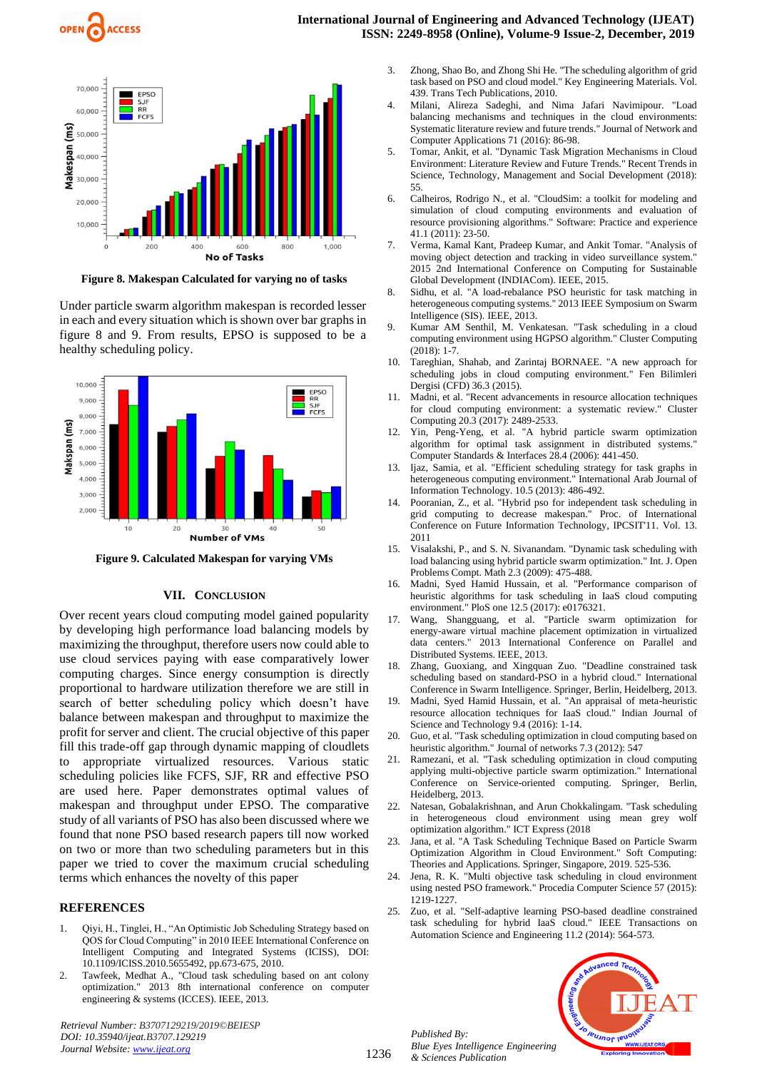Figure 8. Makespan Calculated for varying no of tasks

Under particle swarm algorithm makespan is recorded lesser in each and every situation which is shown over bar graphs in figure 8 and 9. From results, EPSO is supposed to be a healthy scheduling policy.

Figure 9. Calculated Makespan for varying VMs

## VII. CONCLUSION

Over recent years cloud computing model gained popularity by developing high performance load balancing models by maximizing the throughput, therefore users now could able to use cloud services paying with ease comparatively lower computing charges. Since energy consumption is directly proportional to hardware utilization therefore we are still in search of better scheduling policy which doesn't have balance between makespan and throughput to maximize the profit for server and client. The crucial objective of this paper fill this trade-off gap through dynamic mapping of cloudlets to appropriate virtualized resources. Various static scheduling policies like FCFS, SJF, RR and effective PSO are used here. Paper demonstrates optimal values of makespan and throughput under EPSO. The comparative study of all variants of PSO has also been discussed where we found that none PSO based research papers till now worked on two or more than two scheduling parameters but in this paper we tried to cover the maximum crucial scheduling terms which enhances the novelty of this paper

## REFERENCES

1. Qiyi, H., Tinglei, H., "An Optimistic Job Scheduling Strategy based on QOS for Cloud Computing" in 2010 IEEE International Conference on Intelligent Computing and Integrated Systems (ICISS), DOI: 10.1109/ICISS.2010.5655492, pp.673-675, 2010.
2. Tawfeek, Medhat A., "Cloud task scheduling based on ant colony optimization." 2013 8th international conference on computer engineering & systems (ICCES). IEEE, 2013.
3. Zhong, Shao Bo, and Zhong Shi He. "The scheduling algorithm of grid task based on PSO and cloud model." Key Engineering Materials. Vol. 439. Trans Tech Publications, 2010.
4. Milani, Alireza Sadeghi, and Nima Jafari Navimipour. "Load balancing mechanisms and techniques in the cloud environments: Systematic literature review and future trends." Journal of Network and Computer Applications 71 (2016): 86-98.
5. Tomar, Ankit, et al. "Dynamic Task Migration Mechanisms in Cloud Environment: Literature Review and Future Trends." Recent Trends in Science, Technology, Management and Social Development (2018): 55.
6. Calheiros, Rodrigo N., et al. "CloudSim: a toolkit for modeling and simulation of cloud computing environments and evaluation of resource provisioning algorithms." Software: Practice and experience 41.1 (2011): 23-50.
7. Verma, Kamal Kant, Pradeep Kumar, and Ankit Tomar. "Analysis of moving object detection and tracking in video surveillance system." 2015 2nd International Conference on Computing for Sustainable Global Development (INDIACom). IEEE, 2015.
8. Sidhu, et al. "A load-rebalance PSO heuristic for task matching in heterogeneous computing systems." 2013 IEEE Symposium on Swarm Intelligence (SIS). IEEE, 2013.
9. Kumar AM Senthil, M. Venkatesan. "Task scheduling in a cloud computing environment using HGPSO algorithm." Cluster Computing (2018): 1-7.
10. Tareghian, Shahab, and Zarintaj BORNAEE. "A new approach for scheduling jobs in cloud computing environment." Fen Bilimleri Dergisi (CFD) 36.3 (2015).
11. Madni, et al. "Recent advancements in resource allocation techniques for cloud computing environment: a systematic review." Cluster Computing 20.3 (2017): 2489-2533.
12. Yin, Peng-Yeng, et al. "A hybrid particle swarm optimization algorithm for optimal task assignment in distributed systems." Computer Standards & Interfaces 28.4 (2006): 441-450.
13. Ijaz, Samia, et al. "Efficient scheduling strategy for task graphs in heterogeneous computing environment." International Arab Journal of Information Technology. 10.5 (2013): 486-492.
14. Pooranian, Z., et al. "Hybrid pso for independent task scheduling in grid computing to decrease makespan." Proc. of International Conference on Future Information Technology, IPCSIT'11. Vol. 13. 2011
15. Visalakshi, P., and S. N. Sivanandam. "Dynamic task scheduling with load balancing using hybrid particle swarm optimization." Int. J. Open Problems Compt. Math 2.3 (2009): 475-488.
16. Madni, Syed Hamid Hussain, et al. "Performance comparison of heuristic algorithms for task scheduling in IaaS cloud computing environment." PloS one 12.5 (2017): e0176321.
17. Wang, Shangguang, et al. "Particle swarm optimization for energy-aware virtual machine placement optimization in virtualized data centers." 2013 International Conference on Parallel and Distributed Systems. IEEE, 2013.
18. Zhang, Guoxiang, and Xingquan Zuo. "Deadline constrained task scheduling based on standard-PSO in a hybrid cloud." International Conference in Swarm Intelligence. Springer, Berlin, Heidelberg, 2013.
19. Madni, Syed Hamid Hussain, et al. "An appraisal of meta-heuristic resource allocation techniques for IaaS cloud." Indian Journal of Science and Technology 9.4 (2016): 1-14.
20. Guo, et al. "Task scheduling optimization in cloud computing based on heuristic algorithm." Journal of networks 7.3 (2012): 547
21. Ramezani, et al. "Task scheduling optimization in cloud computing applying multi-objective particle swarm optimization." International Conference on Service-oriented computing. Springer, Berlin, Heidelberg, 2013.
22. Natesan, Gobalakrishnan, and Arun Chokkalingam. "Task scheduling in heterogeneous cloud environment using mean grey wolf optimization algorithm." ICT Express (2018
23. Jana, et al. "A Task Scheduling Technique Based on Particle Swarm Optimization Algorithm in Cloud Environment." Soft Computing: Theories and Applications. Springer, Singapore, 2019. 525-536.
24. Jena, R. K. "Multi objective task scheduling in cloud environment using nested PSO framework." Procedia Computer Science 57 (2015): 1219-1227.
25. Zuo, et al. "Self-adaptive learning PSO-based deadline constrained task scheduling for hybrid IaaS cloud." IEEE Transactions on Automation Science and Engineering 11.2 (2014): 564-573.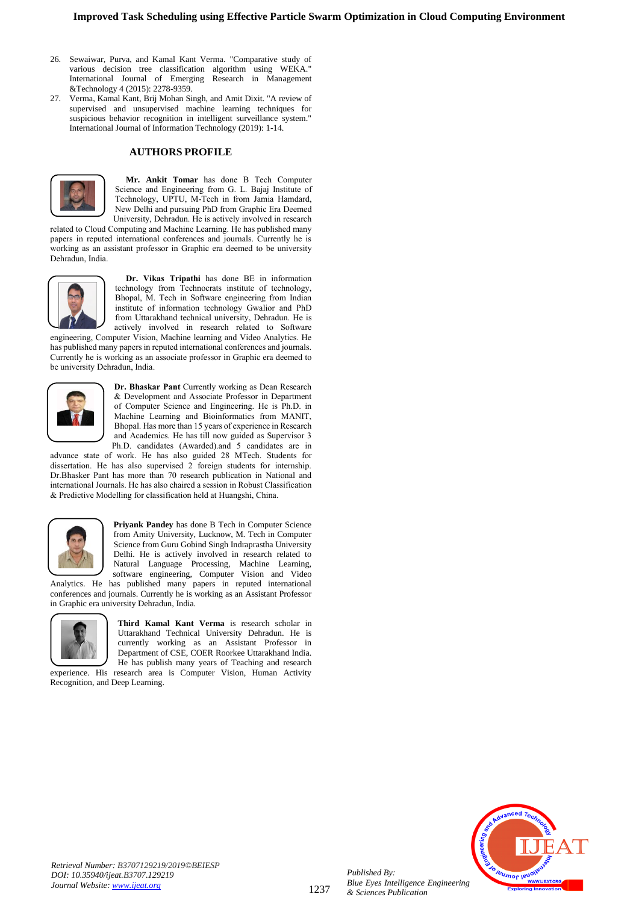26. Sewaiwar, Purva, and Kamal Kant Verma. "Comparative study of various decision tree classification algorithm using WEKA." International Journal of Emerging Research in Management &Technology 4 (2015): 2278-9359.
27. Verma, Kamal Kant, Brij Mohan Singh, and Amit Dixit. "A review of supervised and unsupervised machine learning techniques for suspicious behavior recognition in intelligent surveillance system." International Journal of Information Technology (2019): 1-14.

## AUTHORS PROFILE

**Mr. Ankit Tomar** has done B Tech Computer Science and Engineering from G. L. Bajaj Institute of Technology, UPTU, M-Tech in from Jamia Hamdard, New Delhi and pursuing PhD from Graphic Era Deemed University, Dehradun. He is actively involved in research related to Cloud Computing and Machine Learning. He has published many papers in reputed international conferences and journals. Currently he is working as an assistant professor in Graphic era deemed to be university Dehradun, India.

**Dr. Vikas Tripathi** has done BE in information technology from Technocrats institute of technology, Bhopal, M. Tech in Software engineering from Indian institute of information technology Gwalior and PhD from Uttarakhand technical university, Dehradun. He is actively involved in research related to Software engineering, Computer Vision, Machine learning and Video Analytics. He has published many papers in reputed international conferences and journals. Currently he is working as an associate professor in Graphic era deemed to be university Dehradun, India.

**Dr. Bhaskar Pant** Currently working as Dean Research & Development and Associate Professor in Department of Computer Science and Engineering. He is Ph.D. in Machine Learning and Bioinformatics from MANIT, Bhopal. Has more than 15 years of experience in Research and Academics. He has till now guided as Supervisor 3 Ph.D. candidates (Awarded).and 5 candidates are in advance state of work. He has also guided 28 MTech. Students for dissertation. He has also supervised 2 foreign students for internship. Dr.Bhasker Pant has more than 70 research publication in National and international Journals. He has also chaired a session in Robust Classification & Predictive Modelling for classification held at Huangshi, China.

**Priyank Pandey** has done B Tech in Computer Science from Amity University, Lucknow, M. Tech in Computer Science from Guru Gobind Singh Indraprastha University Delhi. He is actively involved in research related to Natural Language Processing, Machine Learning, software engineering, Computer Vision and Video Analytics. He has published many papers in reputed international conferences and journals. Currently he is working as an Assistant Professor in Graphic era university Dehradun, India.

**Third Kamal Kant Verma** is research scholar in Uttarakhand Technical University Dehradun. He is currently working as an Assistant Professor in Department of CSE, COER Roorkee Uttarakhand India. He has publish many years of Teaching and research experience. His research area is Computer Vision, Human Activity Recognition, and Deep Learning.